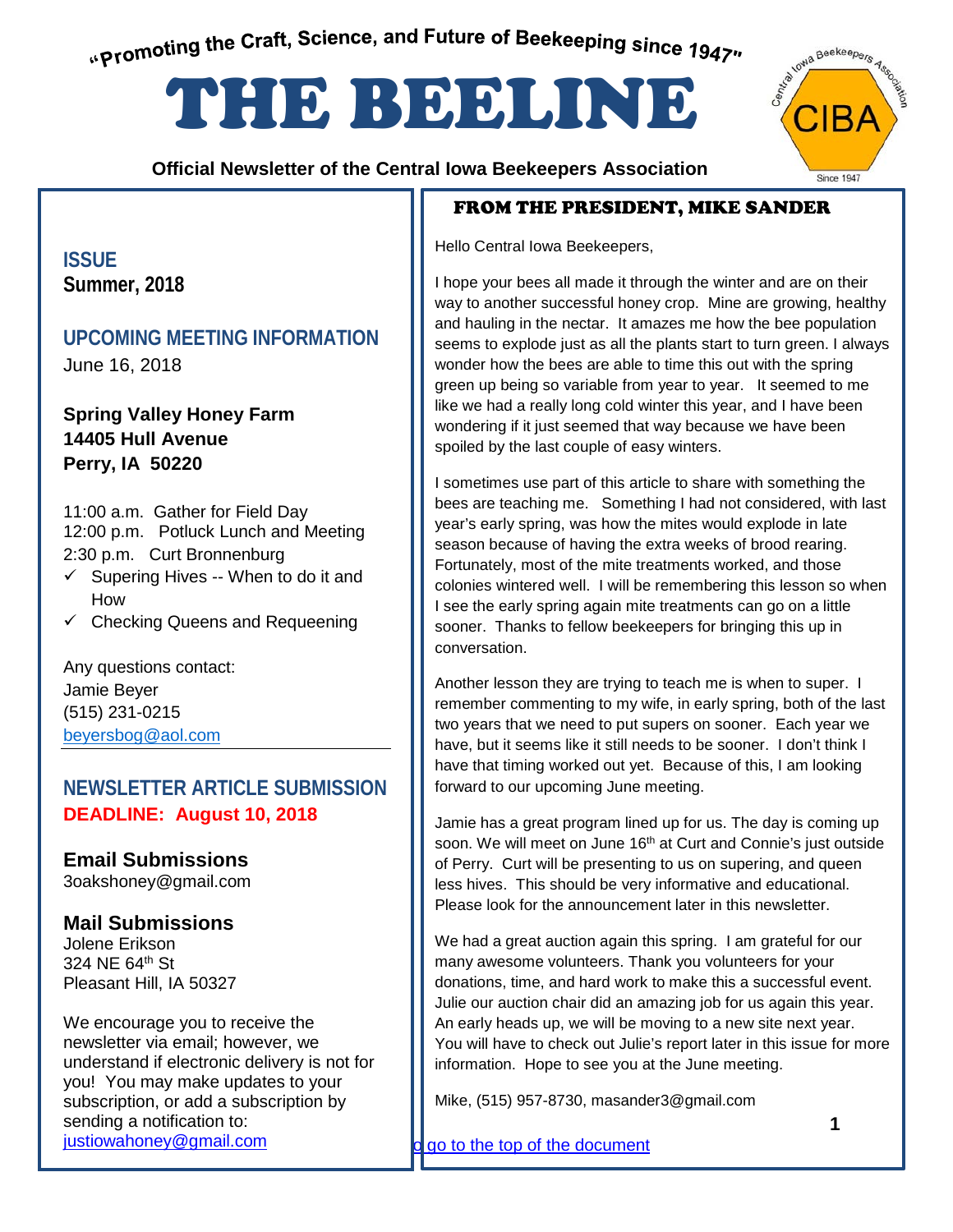"Promoting the Craft, Science, and Future of Beekeeping since 1947"

# THE BEELINE

**Official Newsletter of the Central Iowa Beekeepers Association**

## ISSUE
**Summer, 2018**

## UPCOMING MEETING INFORMATION

June 16, 2018

**Spring Valley Honey Farm**
**14405 Hull Avenue**
**Perry, IA 50220**

11:00 a.m. Gather for Field Day
12:00 p.m. Potluck Lunch and Meeting
2:30 p.m. Curt Bronnenburg

- ✓ Supering Hives -- When to do it and How
- ✓ Checking Queens and Requeening

Any questions contact:
Jamie Beyer
(515) 231-0215
beyersbog@aol.com

## NEWSLETTER ARTICLE SUBMISSION

**DEADLINE: August 10, 2018**

### Email Submissions
3oakshoney@gmail.com

### Mail Submissions
Jolene Erikson
324 NE 64th St
Pleasant Hill, IA 50327

We encourage you to receive the newsletter via email; however, we understand if electronic delivery is not for you! You may make updates to your subscription, or add a subscription by sending a notification to:
justiowahoney@gmail.com

## FROM THE PRESIDENT, MIKE SANDER

Hello Central Iowa Beekeepers,

I hope your bees all made it through the winter and are on their way to another successful honey crop. Mine are growing, healthy and hauling in the nectar. It amazes me how the bee population seems to explode just as all the plants start to turn green. I always wonder how the bees are able to time this out with the spring green up being so variable from year to year. It seemed to me like we had a really long cold winter this year, and I have been wondering if it just seemed that way because we have been spoiled by the last couple of easy winters.

I sometimes use part of this article to share with something the bees are teaching me. Something I had not considered, with last year's early spring, was how the mites would explode in late season because of having the extra weeks of brood rearing. Fortunately, most of the mite treatments worked, and those colonies wintered well. I will be remembering this lesson so when I see the early spring again mite treatments can go on a little sooner. Thanks to fellow beekeepers for bringing this up in conversation.

Another lesson they are trying to teach me is when to super. I remember commenting to my wife, in early spring, both of the last two years that we need to put supers on sooner. Each year we have, but it seems like it still needs to be sooner. I don't think I have that timing worked out yet. Because of this, I am looking forward to our upcoming June meeting.

Jamie has a great program lined up for us. The day is coming up soon. We will meet on June 16th at Curt and Connie's just outside of Perry. Curt will be presenting to us on supering, and queen less hives. This should be very informative and educational. Please look for the announcement later in this newsletter.

We had a great auction again this spring. I am grateful for our many awesome volunteers. Thank you volunteers for your donations, time, and hard work to make this a successful event. Julie our auction chair did an amazing job for us again this year. An early heads up, we will be moving to a new site next year. You will have to check out Julie's report later in this issue for more information. Hope to see you at the June meeting.

Mike, (515) 957-8730, masander3@gmail.com

go to the top of the document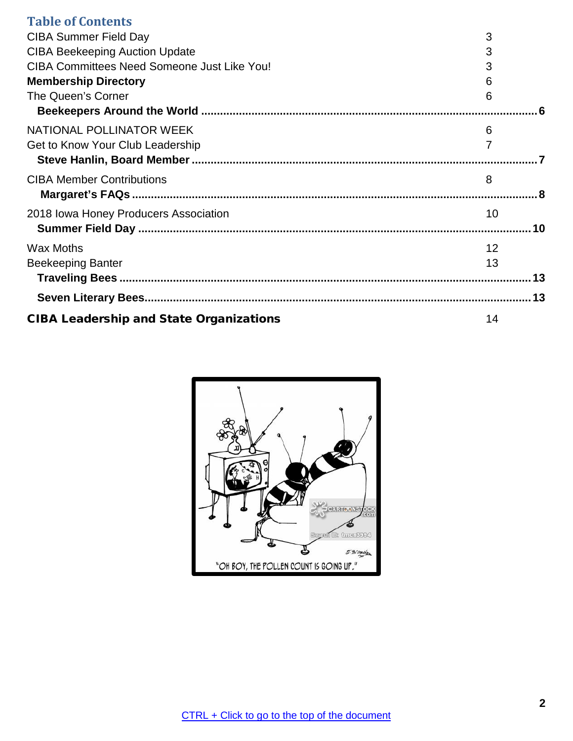## Table of Contents

| | |
|---|---|
| CIBA Summer Field Day | 3 |
| CIBA Beekeeping Auction Update | 3 |
| CIBA Committees Need Someone Just Like You! | 3 |
| **Membership Directory** | 6 |
| The Queen's Corner | 6 |
| **Beekeepers Around the World** | 6 |
| NATIONAL POLLINATOR WEEK | 6 |
| Get to Know Your Club Leadership | 7 |
| **Steve Hanlin, Board Member** | 7 |
| CIBA Member Contributions | 8 |
| **Margaret's FAQs** | 8 |
| 2018 Iowa Honey Producers Association | 10 |
| **Summer Field Day** | 10 |
| Wax Moths | 12 |
| Beekeeping Banter | 13 |
| **Traveling Bees** | 13 |
| **Seven Literary Bees** | 13 |
| **CIBA Leadership and State Organizations** | 14 |

"OH BOY, THE POLLEN COUNT IS GOING UP."

CTRL + Click to go to the top of the document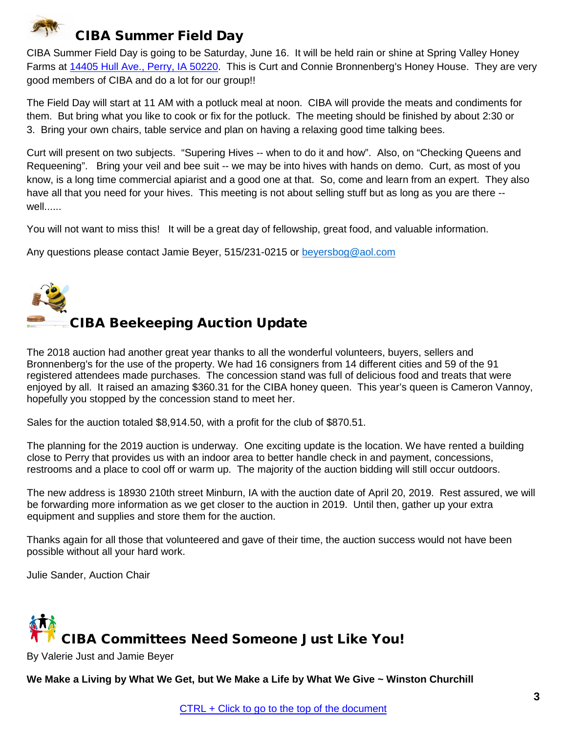## CIBA Summer Field Day

CIBA Summer Field Day is going to be Saturday, June 16. It will be held rain or shine at Spring Valley Honey Farms at 14405 Hull Ave., Perry, IA 50220. This is Curt and Connie Bronnenberg's Honey House. They are very good members of CIBA and do a lot for our group!!

The Field Day will start at 11 AM with a potluck meal at noon. CIBA will provide the meats and condiments for them. But bring what you like to cook or fix for the potluck. The meeting should be finished by about 2:30 or 3. Bring your own chairs, table service and plan on having a relaxing good time talking bees.

Curt will present on two subjects. "Supering Hives -- when to do it and how". Also, on "Checking Queens and Requeening". Bring your veil and bee suit -- we may be into hives with hands on demo. Curt, as most of you know, is a long time commercial apiarist and a good one at that. So, come and learn from an expert. They also have all that you need for your hives. This meeting is not about selling stuff but as long as you are there -- well......

You will not want to miss this! It will be a great day of fellowship, great food, and valuable information.

Any questions please contact Jamie Beyer, 515/231-0215 or beyersbog@aol.com

## CIBA Beekeeping Auction Update

The 2018 auction had another great year thanks to all the wonderful volunteers, buyers, sellers and Bronnenberg's for the use of the property. We had 16 consigners from 14 different cities and 59 of the 91 registered attendees made purchases. The concession stand was full of delicious food and treats that were enjoyed by all. It raised an amazing $360.31 for the CIBA honey queen. This year's queen is Cameron Vannoy, hopefully you stopped by the concession stand to meet her.

Sales for the auction totaled $8,914.50, with a profit for the club of $870.51.

The planning for the 2019 auction is underway. One exciting update is the location. We have rented a building close to Perry that provides us with an indoor area to better handle check in and payment, concessions, restrooms and a place to cool off or warm up. The majority of the auction bidding will still occur outdoors.

The new address is 18930 210th street Minburn, IA with the auction date of April 20, 2019. Rest assured, we will be forwarding more information as we get closer to the auction in 2019. Until then, gather up your extra equipment and supplies and store them for the auction.

Thanks again for all those that volunteered and gave of their time, the auction success would not have been possible without all your hard work.

Julie Sander, Auction Chair

## CIBA Committees Need Someone Just Like You!

By Valerie Just and Jamie Beyer

**We Make a Living by What We Get, but We Make a Life by What We Give ~ Winston Churchill**

CTRL + Click to go to the top of the document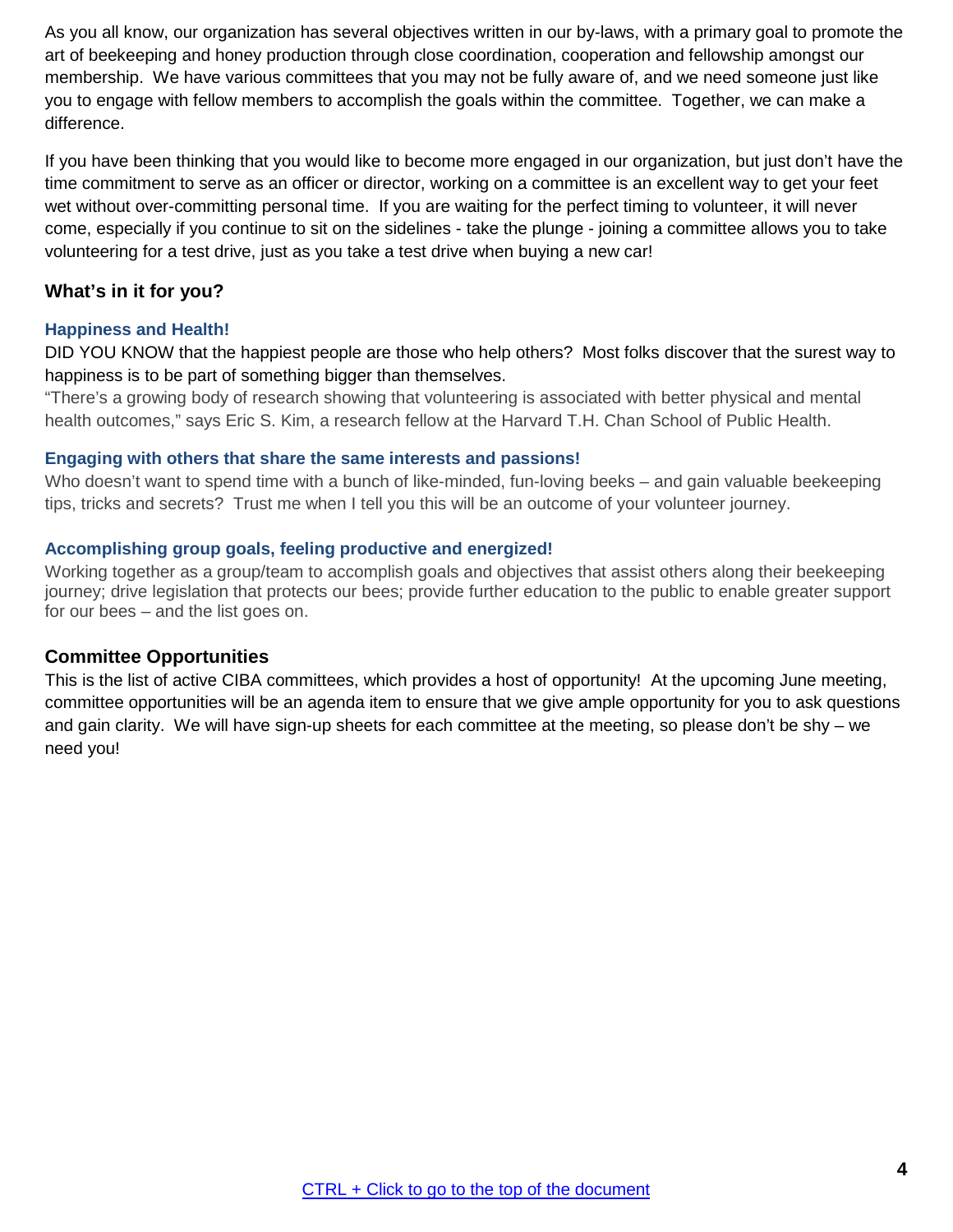As you all know, our organization has several objectives written in our by-laws, with a primary goal to promote the art of beekeeping and honey production through close coordination, cooperation and fellowship amongst our membership. We have various committees that you may not be fully aware of, and we need someone just like you to engage with fellow members to accomplish the goals within the committee. Together, we can make a difference.

If you have been thinking that you would like to become more engaged in our organization, but just don't have the time commitment to serve as an officer or director, working on a committee is an excellent way to get your feet wet without over-committing personal time. If you are waiting for the perfect timing to volunteer, it will never come, especially if you continue to sit on the sidelines - take the plunge - joining a committee allows you to take volunteering for a test drive, just as you take a test drive when buying a new car!

## What's in it for you?

### Happiness and Health!

DID YOU KNOW that the happiest people are those who help others? Most folks discover that the surest way to happiness is to be part of something bigger than themselves.

"There's a growing body of research showing that volunteering is associated with better physical and mental health outcomes," says Eric S. Kim, a research fellow at the Harvard T.H. Chan School of Public Health.

### Engaging with others that share the same interests and passions!

Who doesn't want to spend time with a bunch of like-minded, fun-loving beeks – and gain valuable beekeeping tips, tricks and secrets? Trust me when I tell you this will be an outcome of your volunteer journey.

### Accomplishing group goals, feeling productive and energized!

Working together as a group/team to accomplish goals and objectives that assist others along their beekeeping journey; drive legislation that protects our bees; provide further education to the public to enable greater support for our bees – and the list goes on.

## Committee Opportunities

This is the list of active CIBA committees, which provides a host of opportunity! At the upcoming June meeting, committee opportunities will be an agenda item to ensure that we give ample opportunity for you to ask questions and gain clarity. We will have sign-up sheets for each committee at the meeting, so please don't be shy – we need you!

CTRL + Click to go to the top of the document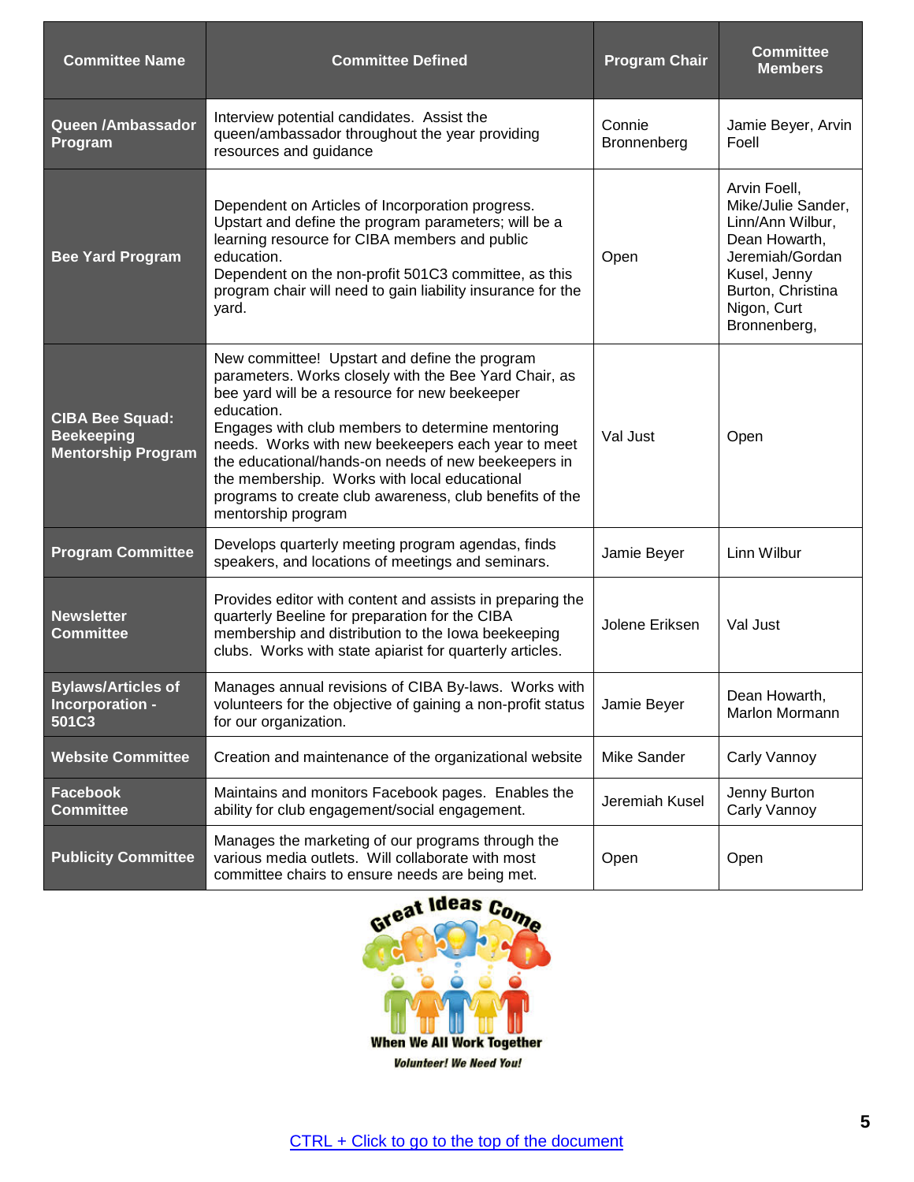| Committee Name | Committee Defined | Program Chair | Committee Members |
|---|---|---|---|
| **Queen /Ambassador Program** | Interview potential candidates. Assist the queen/ambassador throughout the year providing resources and guidance | Connie Bronnenberg | Jamie Beyer, Arvin Foell |
| **Bee Yard Program** | Dependent on Articles of Incorporation progress. Upstart and define the program parameters; will be a learning resource for CIBA members and public education.<br>Dependent on the non-profit 501C3 committee, as this program chair will need to gain liability insurance for the yard. | Open | Arvin Foell, Mike/Julie Sander, Linn/Ann Wilbur, Dean Howarth, Jeremiah/Gordan Kusel, Jenny Burton, Christina Nigon, Curt Bronnenberg, |
| **CIBA Bee Squad: Beekeeping Mentorship Program** | New committee! Upstart and define the program parameters. Works closely with the Bee Yard Chair, as bee yard will be a resource for new beekeeper education.<br>Engages with club members to determine mentoring needs. Works with new beekeepers each year to meet the educational/hands-on needs of new beekeepers in the membership. Works with local educational programs to create club awareness, club benefits of the mentorship program | Val Just | Open |
| **Program Committee** | Develops quarterly meeting program agendas, finds speakers, and locations of meetings and seminars. | Jamie Beyer | Linn Wilbur |
| **Newsletter Committee** | Provides editor with content and assists in preparing the quarterly Beeline for preparation for the CIBA membership and distribution to the Iowa beekeeping clubs. Works with state apiarist for quarterly articles. | Jolene Eriksen | Val Just |
| **Bylaws/Articles of Incorporation - 501C3** | Manages annual revisions of CIBA By-laws. Works with volunteers for the objective of gaining a non-profit status for our organization. | Jamie Beyer | Dean Howarth, Marlon Mormann |
| **Website Committee** | Creation and maintenance of the organizational website | Mike Sander | Carly Vannoy |
| **Facebook Committee** | Maintains and monitors Facebook pages. Enables the ability for club engagement/social engagement. | Jeremiah Kusel | Jenny Burton<br>Carly Vannoy |
| **Publicity Committee** | Manages the marketing of our programs through the various media outlets. Will collaborate with most committee chairs to ensure needs are being met. | Open | Open |

Great Ideas Come When We All Work Together

*Volunteer! We Need You!*

CTRL + Click to go to the top of the document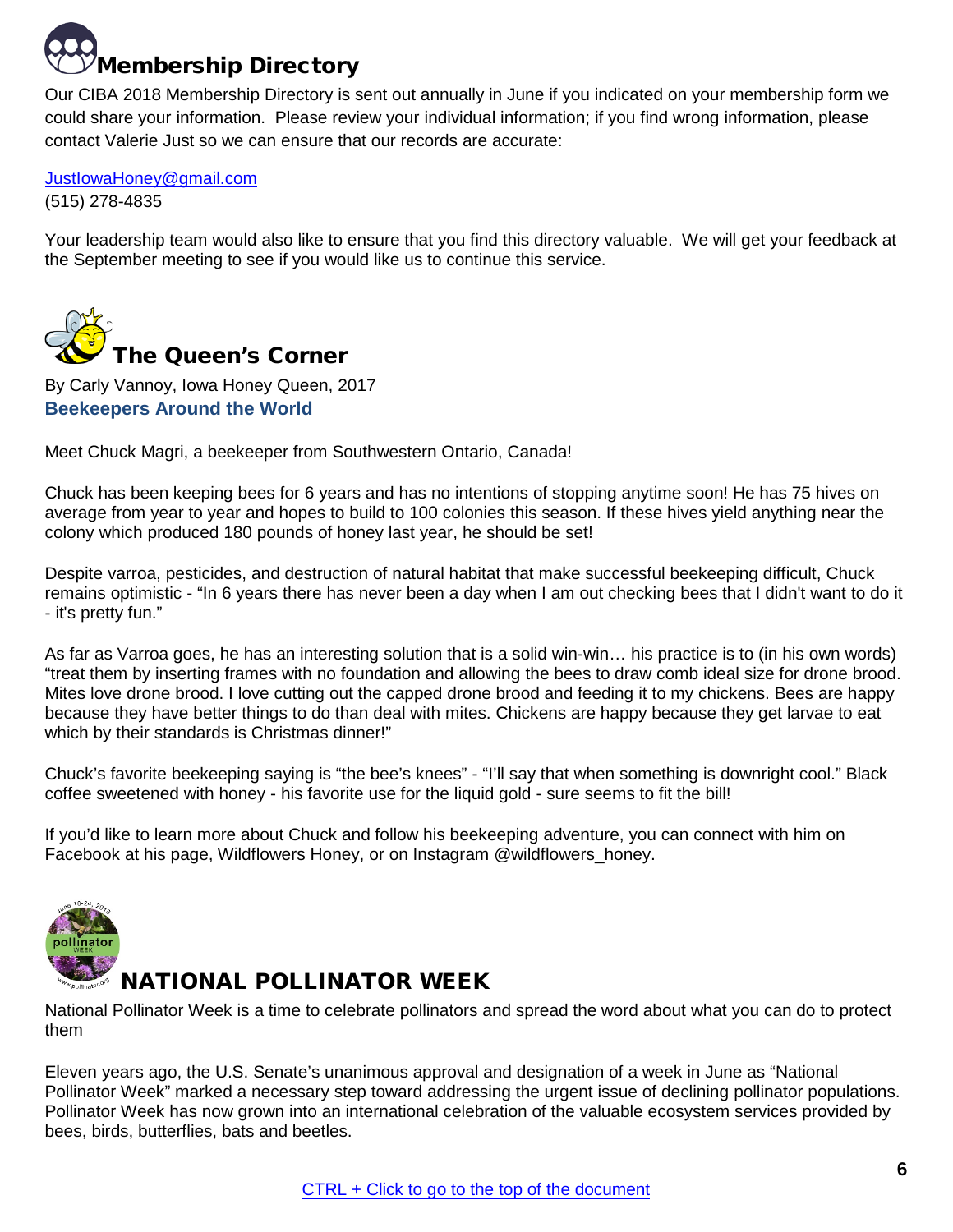## Membership Directory

Our CIBA 2018 Membership Directory is sent out annually in June if you indicated on your membership form we could share your information. Please review your individual information; if you find wrong information, please contact Valerie Just so we can ensure that our records are accurate:

JustIowaHoney@gmail.com
(515) 278-4835

Your leadership team would also like to ensure that you find this directory valuable. We will get your feedback at the September meeting to see if you would like us to continue this service.

## The Queen's Corner

By Carly Vannoy, Iowa Honey Queen, 2017

### Beekeepers Around the World

Meet Chuck Magri, a beekeeper from Southwestern Ontario, Canada!

Chuck has been keeping bees for 6 years and has no intentions of stopping anytime soon! He has 75 hives on average from year to year and hopes to build to 100 colonies this season. If these hives yield anything near the colony which produced 180 pounds of honey last year, he should be set!

Despite varroa, pesticides, and destruction of natural habitat that make successful beekeeping difficult, Chuck remains optimistic - "In 6 years there has never been a day when I am out checking bees that I didn't want to do it - it's pretty fun."

As far as Varroa goes, he has an interesting solution that is a solid win-win… his practice is to (in his own words) "treat them by inserting frames with no foundation and allowing the bees to draw comb ideal size for drone brood. Mites love drone brood. I love cutting out the capped drone brood and feeding it to my chickens. Bees are happy because they have better things to do than deal with mites. Chickens are happy because they get larvae to eat which by their standards is Christmas dinner!"

Chuck's favorite beekeeping saying is "the bee's knees" - "I'll say that when something is downright cool." Black coffee sweetened with honey - his favorite use for the liquid gold - sure seems to fit the bill!

If you'd like to learn more about Chuck and follow his beekeeping adventure, you can connect with him on Facebook at his page, Wildflowers Honey, or on Instagram @wildflowers_honey.

## NATIONAL POLLINATOR WEEK

National Pollinator Week is a time to celebrate pollinators and spread the word about what you can do to protect them

Eleven years ago, the U.S. Senate's unanimous approval and designation of a week in June as "National Pollinator Week" marked a necessary step toward addressing the urgent issue of declining pollinator populations. Pollinator Week has now grown into an international celebration of the valuable ecosystem services provided by bees, birds, butterflies, bats and beetles.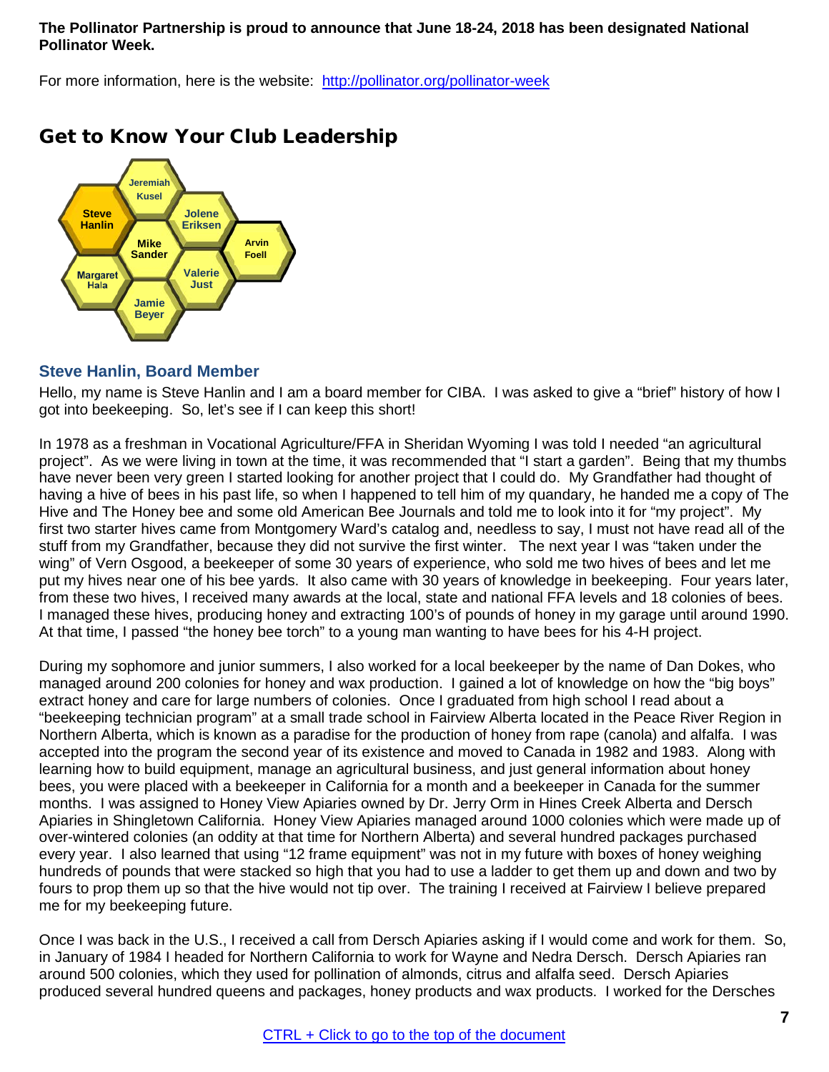**The Pollinator Partnership is proud to announce that June 18-24, 2018 has been designated National Pollinator Week.**

For more information, here is the website: http://pollinator.org/pollinator-week

## Get to Know Your Club Leadership

Jeremiah Kusel, Steve Hanlin, Jolene Eriksen, Mike Sander, Arvin Foell, Margaret Hala, Valerie Just, Jamie Beyer

### Steve Hanlin, Board Member

Hello, my name is Steve Hanlin and I am a board member for CIBA. I was asked to give a "brief" history of how I got into beekeeping. So, let's see if I can keep this short!

In 1978 as a freshman in Vocational Agriculture/FFA in Sheridan Wyoming I was told I needed "an agricultural project". As we were living in town at the time, it was recommended that "I start a garden". Being that my thumbs have never been very green I started looking for another project that I could do. My Grandfather had thought of having a hive of bees in his past life, so when I happened to tell him of my quandary, he handed me a copy of The Hive and The Honey bee and some old American Bee Journals and told me to look into it for "my project". My first two starter hives came from Montgomery Ward's catalog and, needless to say, I must not have read all of the stuff from my Grandfather, because they did not survive the first winter. The next year I was "taken under the wing" of Vern Osgood, a beekeeper of some 30 years of experience, who sold me two hives of bees and let me put my hives near one of his bee yards. It also came with 30 years of knowledge in beekeeping. Four years later, from these two hives, I received many awards at the local, state and national FFA levels and 18 colonies of bees. I managed these hives, producing honey and extracting 100's of pounds of honey in my garage until around 1990. At that time, I passed "the honey bee torch" to a young man wanting to have bees for his 4-H project.

During my sophomore and junior summers, I also worked for a local beekeeper by the name of Dan Dokes, who managed around 200 colonies for honey and wax production. I gained a lot of knowledge on how the "big boys" extract honey and care for large numbers of colonies. Once I graduated from high school I read about a "beekeeping technician program" at a small trade school in Fairview Alberta located in the Peace River Region in Northern Alberta, which is known as a paradise for the production of honey from rape (canola) and alfalfa. I was accepted into the program the second year of its existence and moved to Canada in 1982 and 1983. Along with learning how to build equipment, manage an agricultural business, and just general information about honey bees, you were placed with a beekeeper in California for a month and a beekeeper in Canada for the summer months. I was assigned to Honey View Apiaries owned by Dr. Jerry Orm in Hines Creek Alberta and Dersch Apiaries in Shingletown California. Honey View Apiaries managed around 1000 colonies which were made up of over-wintered colonies (an oddity at that time for Northern Alberta) and several hundred packages purchased every year. I also learned that using "12 frame equipment" was not in my future with boxes of honey weighing hundreds of pounds that were stacked so high that you had to use a ladder to get them up and down and two by fours to prop them up so that the hive would not tip over. The training I received at Fairview I believe prepared me for my beekeeping future.

Once I was back in the U.S., I received a call from Dersch Apiaries asking if I would come and work for them. So, in January of 1984 I headed for Northern California to work for Wayne and Nedra Dersch. Dersch Apiaries ran around 500 colonies, which they used for pollination of almonds, citrus and alfalfa seed. Dersch Apiaries produced several hundred queens and packages, honey products and wax products. I worked for the Dersches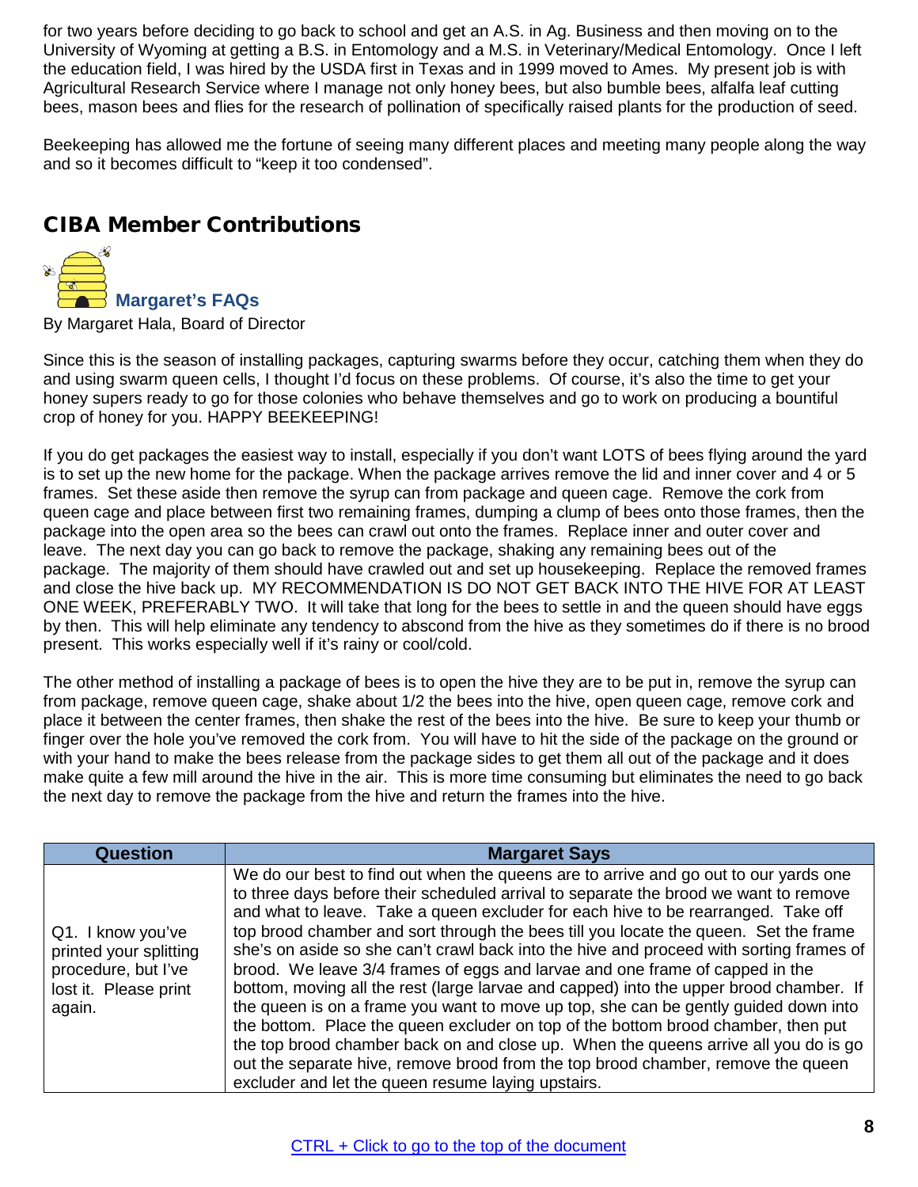for two years before deciding to go back to school and get an A.S. in Ag. Business and then moving on to the University of Wyoming at getting a B.S. in Entomology and a M.S. in Veterinary/Medical Entomology. Once I left the education field, I was hired by the USDA first in Texas and in 1999 moved to Ames. My present job is with Agricultural Research Service where I manage not only honey bees, but also bumble bees, alfalfa leaf cutting bees, mason bees and flies for the research of pollination of specifically raised plants for the production of seed.

Beekeeping has allowed me the fortune of seeing many different places and meeting many people along the way and so it becomes difficult to "keep it too condensed".

## CIBA Member Contributions

### Margaret's FAQs

By Margaret Hala, Board of Director

Since this is the season of installing packages, capturing swarms before they occur, catching them when they do and using swarm queen cells, I thought I'd focus on these problems. Of course, it's also the time to get your honey supers ready to go for those colonies who behave themselves and go to work on producing a bountiful crop of honey for you. HAPPY BEEKEEPING!

If you do get packages the easiest way to install, especially if you don't want LOTS of bees flying around the yard is to set up the new home for the package. When the package arrives remove the lid and inner cover and 4 or 5 frames. Set these aside then remove the syrup can from package and queen cage. Remove the cork from queen cage and place between first two remaining frames, dumping a clump of bees onto those frames, then the package into the open area so the bees can crawl out onto the frames. Replace inner and outer cover and leave. The next day you can go back to remove the package, shaking any remaining bees out of the package. The majority of them should have crawled out and set up housekeeping. Replace the removed frames and close the hive back up. MY RECOMMENDATION IS DO NOT GET BACK INTO THE HIVE FOR AT LEAST ONE WEEK, PREFERABLY TWO. It will take that long for the bees to settle in and the queen should have eggs by then. This will help eliminate any tendency to abscond from the hive as they sometimes do if there is no brood present. This works especially well if it's rainy or cool/cold.

The other method of installing a package of bees is to open the hive they are to be put in, remove the syrup can from package, remove queen cage, shake about 1/2 the bees into the hive, open queen cage, remove cork and place it between the center frames, then shake the rest of the bees into the hive. Be sure to keep your thumb or finger over the hole you've removed the cork from. You will have to hit the side of the package on the ground or with your hand to make the bees release from the package sides to get them all out of the package and it does make quite a few mill around the hive in the air. This is more time consuming but eliminates the need to go back the next day to remove the package from the hive and return the frames into the hive.

| Question | Margaret Says |
|---|---|
| Q1. I know you've printed your splitting procedure, but I've lost it. Please print again. | We do our best to find out when the queens are to arrive and go out to our yards one to three days before their scheduled arrival to separate the brood we want to remove and what to leave. Take a queen excluder for each hive to be rearranged. Take off top brood chamber and sort through the bees till you locate the queen. Set the frame she's on aside so she can't crawl back into the hive and proceed with sorting frames of brood. We leave 3/4 frames of eggs and larvae and one frame of capped in the bottom, moving all the rest (large larvae and capped) into the upper brood chamber. If the queen is on a frame you want to move up top, she can be gently guided down into the bottom. Place the queen excluder on top of the bottom brood chamber, then put the top brood chamber back on and close up. When the queens arrive all you do is go out the separate hive, remove brood from the top brood chamber, remove the queen excluder and let the queen resume laying upstairs. |

CTRL + Click to go to the top of the document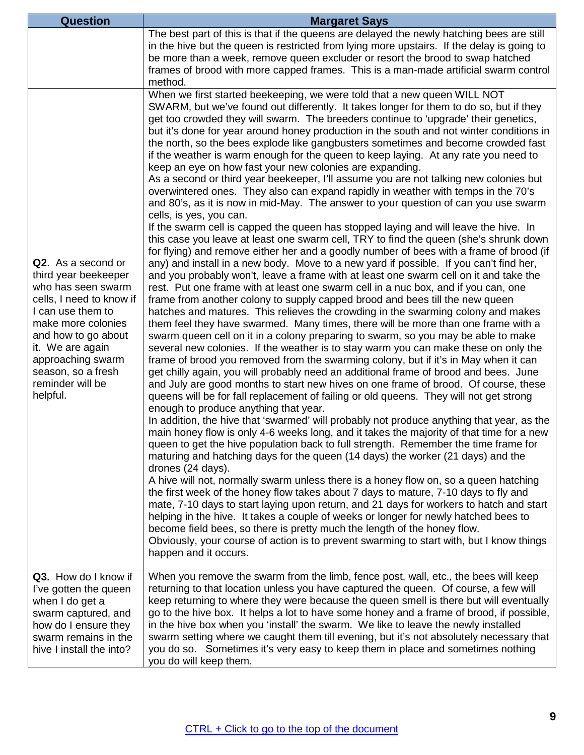| Question | Margaret Says |
|---|---|
| | The best part of this is that if the queens are delayed the newly hatching bees are still in the hive but the queen is restricted from lying more upstairs. If the delay is going to be more than a week, remove queen excluder or resort the brood to swap hatched frames of brood with more capped frames. This is a man-made artificial swarm control method. |
| **Q2**. As a second or third year beekeeper who has seen swarm cells, I need to know if I can use them to make more colonies and how to go about it. We are again approaching swarm season, so a fresh reminder will be helpful. | When we first started beekeeping, we were told that a new queen WILL NOT SWARM, but we've found out differently. It takes longer for them to do so, but if they get too crowded they will swarm. The breeders continue to 'upgrade' their genetics, but it's done for year around honey production in the south and not winter conditions in the north, so the bees explode like gangbusters sometimes and become crowded fast if the weather is warm enough for the queen to keep laying. At any rate you need to keep an eye on how fast your new colonies are expanding.<br>As a second or third year beekeeper, I'll assume you are not talking new colonies but overwintered ones. They also can expand rapidly in weather with temps in the 70's and 80's, as it is now in mid-May. The answer to your question of can you use swarm cells, is yes, you can.<br>If the swarm cell is capped the queen has stopped laying and will leave the hive. In this case you leave at least one swarm cell, TRY to find the queen (she's shrunk down for flying) and remove either her and a goodly number of bees with a frame of brood (if any) and install in a new body. Move to a new yard if possible. If you can't find her, and you probably won't, leave a frame with at least one swarm cell on it and take the rest. Put one frame with at least one swarm cell in a nuc box, and if you can, one frame from another colony to supply capped brood and bees till the new queen hatches and matures. This relieves the crowding in the swarming colony and makes them feel they have swarmed. Many times, there will be more than one frame with a swarm queen cell on it in a colony preparing to swarm, so you may be able to make several new colonies. If the weather is to stay warm you can make these on only the frame of brood you removed from the swarming colony, but if it's in May when it can get chilly again, you will probably need an additional frame of brood and bees. June and July are good months to start new hives on one frame of brood. Of course, these queens will be for fall replacement of failing or old queens. They will not get strong enough to produce anything that year.<br>In addition, the hive that 'swarmed' will probably not produce anything that year, as the main honey flow is only 4-6 weeks long, and it takes the majority of that time for a new queen to get the hive population back to full strength. Remember the time frame for maturing and hatching days for the queen (14 days) the worker (21 days) and the drones (24 days).<br>A hive will not, normally swarm unless there is a honey flow on, so a queen hatching the first week of the honey flow takes about 7 days to mature, 7-10 days to fly and mate, 7-10 days to start laying upon return, and 21 days for workers to hatch and start helping in the hive. It takes a couple of weeks or longer for newly hatched bees to become field bees, so there is pretty much the length of the honey flow.<br>Obviously, your course of action is to prevent swarming to start with, but I know things happen and it occurs. |
| **Q3.** How do I know if I've gotten the queen when I do get a swarm captured, and how do I ensure they swarm remains in the hive I install the into? | When you remove the swarm from the limb, fence post, wall, etc., the bees will keep returning to that location unless you have captured the queen. Of course, a few will keep returning to where they were because the queen smell is there but will eventually go to the hive box. It helps a lot to have some honey and a frame of brood, if possible, in the hive box when you 'install' the swarm. We like to leave the newly installed swarm setting where we caught them till evening, but it's not absolutely necessary that you do so. Sometimes it's very easy to keep them in place and sometimes nothing you do will keep them. |

CTRL + Click to go to the top of the document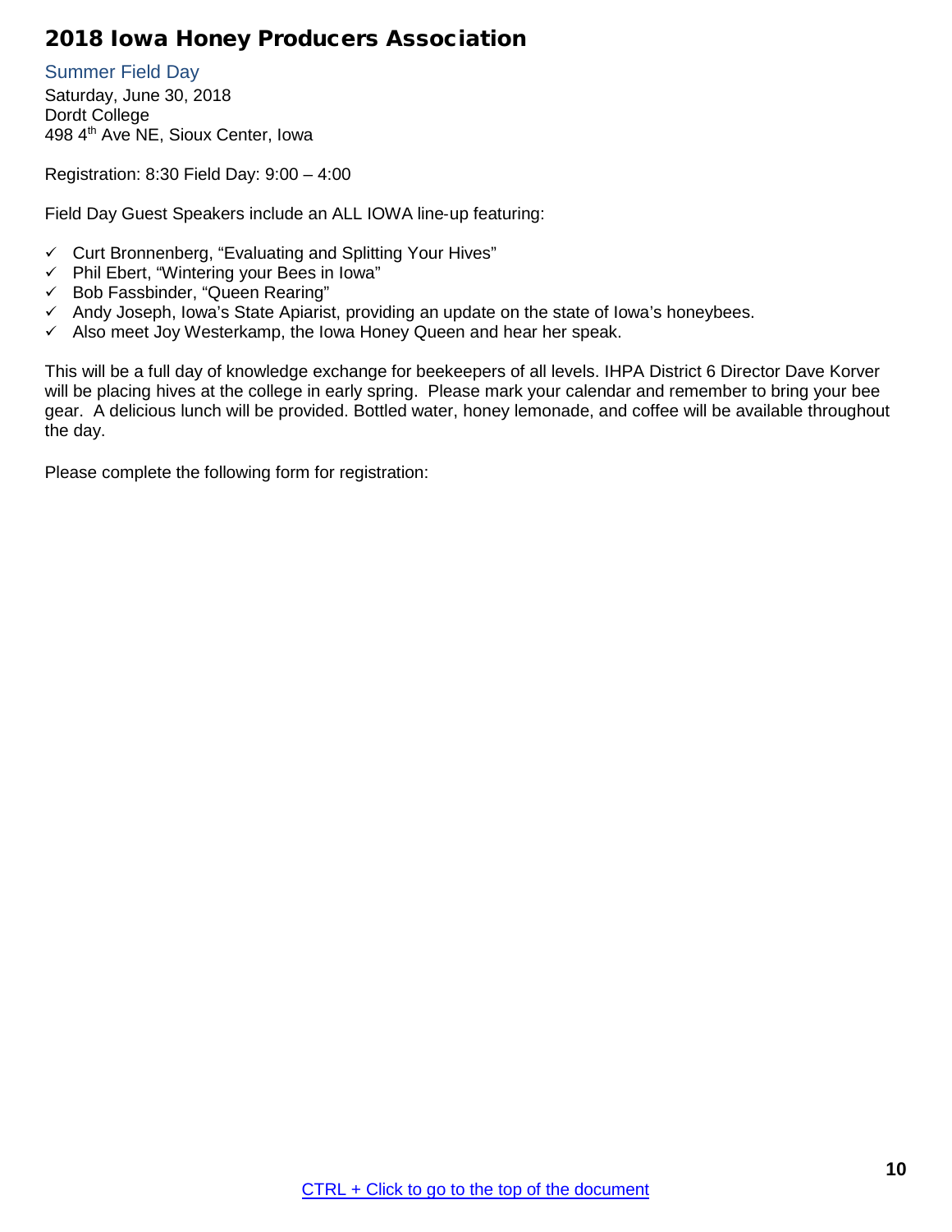## 2018 Iowa Honey Producers Association

### Summer Field Day

Saturday, June 30, 2018
Dordt College
498 4th Ave NE, Sioux Center, Iowa

Registration: 8:30 Field Day: 9:00 – 4:00

Field Day Guest Speakers include an ALL IOWA line-up featuring:

- ✓ Curt Bronnenberg, "Evaluating and Splitting Your Hives"
- ✓ Phil Ebert, "Wintering your Bees in Iowa"
- ✓ Bob Fassbinder, "Queen Rearing"
- ✓ Andy Joseph, Iowa's State Apiarist, providing an update on the state of Iowa's honeybees.
- ✓ Also meet Joy Westerkamp, the Iowa Honey Queen and hear her speak.

This will be a full day of knowledge exchange for beekeepers of all levels. IHPA District 6 Director Dave Korver will be placing hives at the college in early spring. Please mark your calendar and remember to bring your bee gear. A delicious lunch will be provided. Bottled water, honey lemonade, and coffee will be available throughout the day.

Please complete the following form for registration:

CTRL + Click to go to the top of the document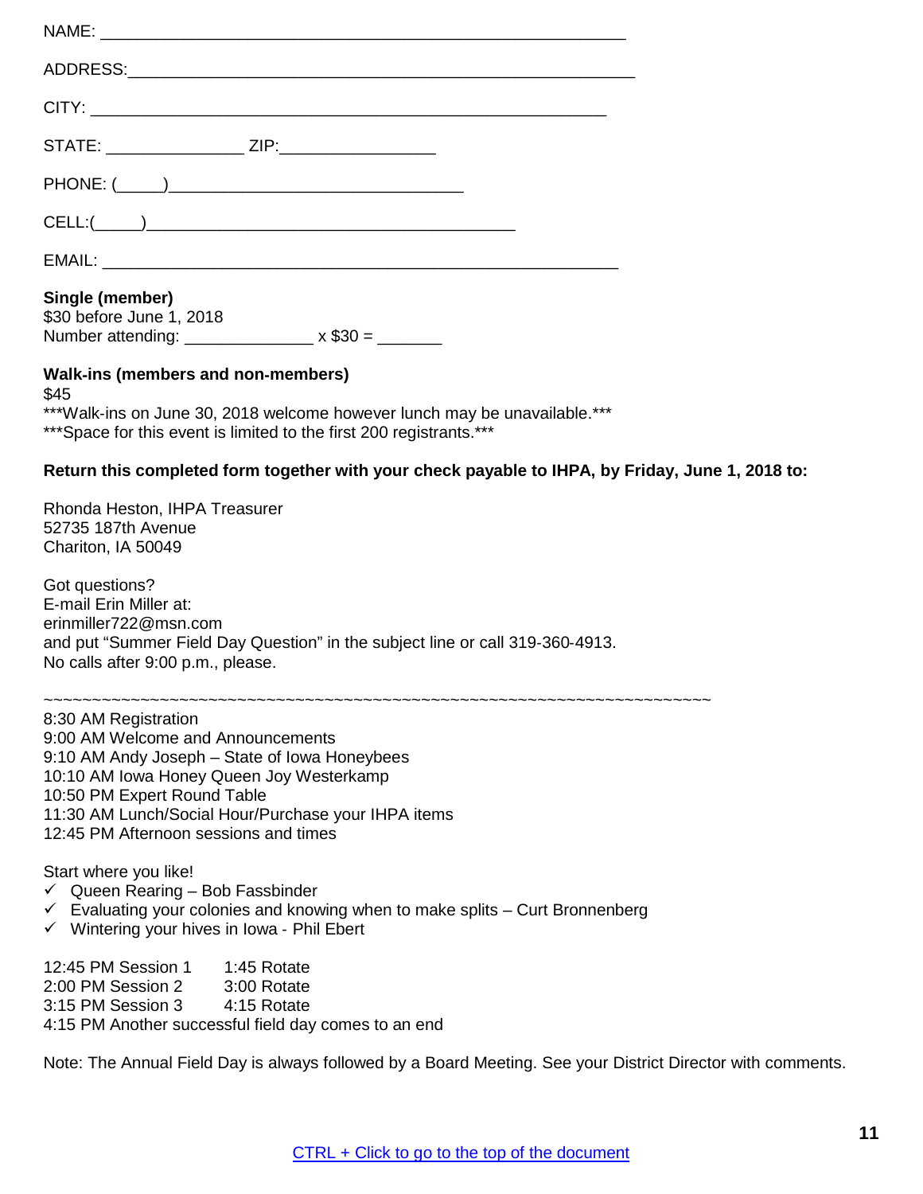NAME: _______________________________________________________

ADDRESS:_____________________________________________________

CITY: _______________________________________________________

STATE: ______________ ZIP:________________

PHONE: (_____)________________________________

CELL:(_____)_________________________________________

EMAIL: ______________________________________________________

**Single (member)**
$30 before June 1, 2018
Number attending: ______________ x $30 = _______

**Walk-ins (members and non-members)**
$45
***Walk-ins on June 30, 2018 welcome however lunch may be unavailable.***
***Space for this event is limited to the first 200 registrants.***

**Return this completed form together with your check payable to IHPA, by Friday, June 1, 2018 to:**

Rhonda Heston, IHPA Treasurer
52735 187th Avenue
Chariton, IA 50049

Got questions?
E-mail Erin Miller at:
erinmiller722@msn.com
and put "Summer Field Day Question" in the subject line or call 319-360-4913.
No calls after 9:00 p.m., please.

~~~~~~~~~~~~~~~~~~~~~~~~~~~~~~~~~~~~~~~~~~~~~~~~~~~~~~~~~~~~~~~~~~~~~~~~~~~~

8:30 AM Registration
9:00 AM Welcome and Announcements
9:10 AM Andy Joseph – State of Iowa Honeybees
10:10 AM Iowa Honey Queen Joy Westerkamp
10:50 PM Expert Round Table
11:30 AM Lunch/Social Hour/Purchase your IHPA items
12:45 PM Afternoon sessions and times

Start where you like!

- ✓ Queen Rearing – Bob Fassbinder
- ✓ Evaluating your colonies and knowing when to make splits – Curt Bronnenberg
- ✓ Wintering your hives in Iowa - Phil Ebert

12:45 PM Session 1 1:45 Rotate
2:00 PM Session 2 3:00 Rotate
3:15 PM Session 3 4:15 Rotate
4:15 PM Another successful field day comes to an end

Note: The Annual Field Day is always followed by a Board Meeting. See your District Director with comments.

CTRL + Click to go to the top of the document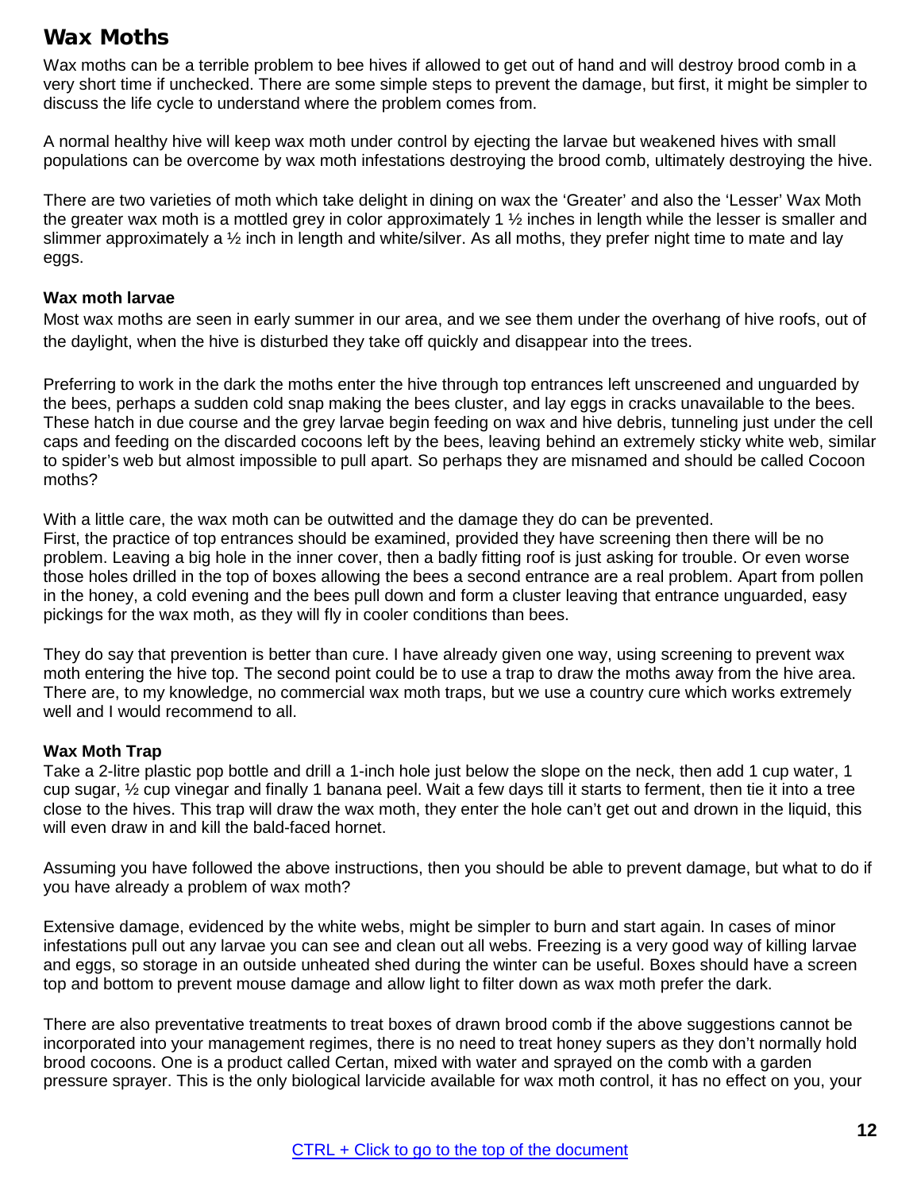## Wax Moths

Wax moths can be a terrible problem to bee hives if allowed to get out of hand and will destroy brood comb in a very short time if unchecked. There are some simple steps to prevent the damage, but first, it might be simpler to discuss the life cycle to understand where the problem comes from.

A normal healthy hive will keep wax moth under control by ejecting the larvae but weakened hives with small populations can be overcome by wax moth infestations destroying the brood comb, ultimately destroying the hive.

There are two varieties of moth which take delight in dining on wax the 'Greater' and also the 'Lesser' Wax Moth the greater wax moth is a mottled grey in color approximately 1 ½ inches in length while the lesser is smaller and slimmer approximately a ½ inch in length and white/silver. As all moths, they prefer night time to mate and lay eggs.

**Wax moth larvae**

Most wax moths are seen in early summer in our area, and we see them under the overhang of hive roofs, out of the daylight, when the hive is disturbed they take off quickly and disappear into the trees.

Preferring to work in the dark the moths enter the hive through top entrances left unscreened and unguarded by the bees, perhaps a sudden cold snap making the bees cluster, and lay eggs in cracks unavailable to the bees. These hatch in due course and the grey larvae begin feeding on wax and hive debris, tunneling just under the cell caps and feeding on the discarded cocoons left by the bees, leaving behind an extremely sticky white web, similar to spider's web but almost impossible to pull apart. So perhaps they are misnamed and should be called Cocoon moths?

With a little care, the wax moth can be outwitted and the damage they do can be prevented.
First, the practice of top entrances should be examined, provided they have screening then there will be no problem. Leaving a big hole in the inner cover, then a badly fitting roof is just asking for trouble. Or even worse those holes drilled in the top of boxes allowing the bees a second entrance are a real problem. Apart from pollen in the honey, a cold evening and the bees pull down and form a cluster leaving that entrance unguarded, easy pickings for the wax moth, as they will fly in cooler conditions than bees.

They do say that prevention is better than cure. I have already given one way, using screening to prevent wax moth entering the hive top. The second point could be to use a trap to draw the moths away from the hive area. There are, to my knowledge, no commercial wax moth traps, but we use a country cure which works extremely well and I would recommend to all.

**Wax Moth Trap**

Take a 2-litre plastic pop bottle and drill a 1-inch hole just below the slope on the neck, then add 1 cup water, 1 cup sugar, ½ cup vinegar and finally 1 banana peel. Wait a few days till it starts to ferment, then tie it into a tree close to the hives. This trap will draw the wax moth, they enter the hole can't get out and drown in the liquid, this will even draw in and kill the bald-faced hornet.

Assuming you have followed the above instructions, then you should be able to prevent damage, but what to do if you have already a problem of wax moth?

Extensive damage, evidenced by the white webs, might be simpler to burn and start again. In cases of minor infestations pull out any larvae you can see and clean out all webs. Freezing is a very good way of killing larvae and eggs, so storage in an outside unheated shed during the winter can be useful. Boxes should have a screen top and bottom to prevent mouse damage and allow light to filter down as wax moth prefer the dark.

There are also preventative treatments to treat boxes of drawn brood comb if the above suggestions cannot be incorporated into your management regimes, there is no need to treat honey supers as they don't normally hold brood cocoons. One is a product called Certan, mixed with water and sprayed on the comb with a garden pressure sprayer. This is the only biological larvicide available for wax moth control, it has no effect on you, your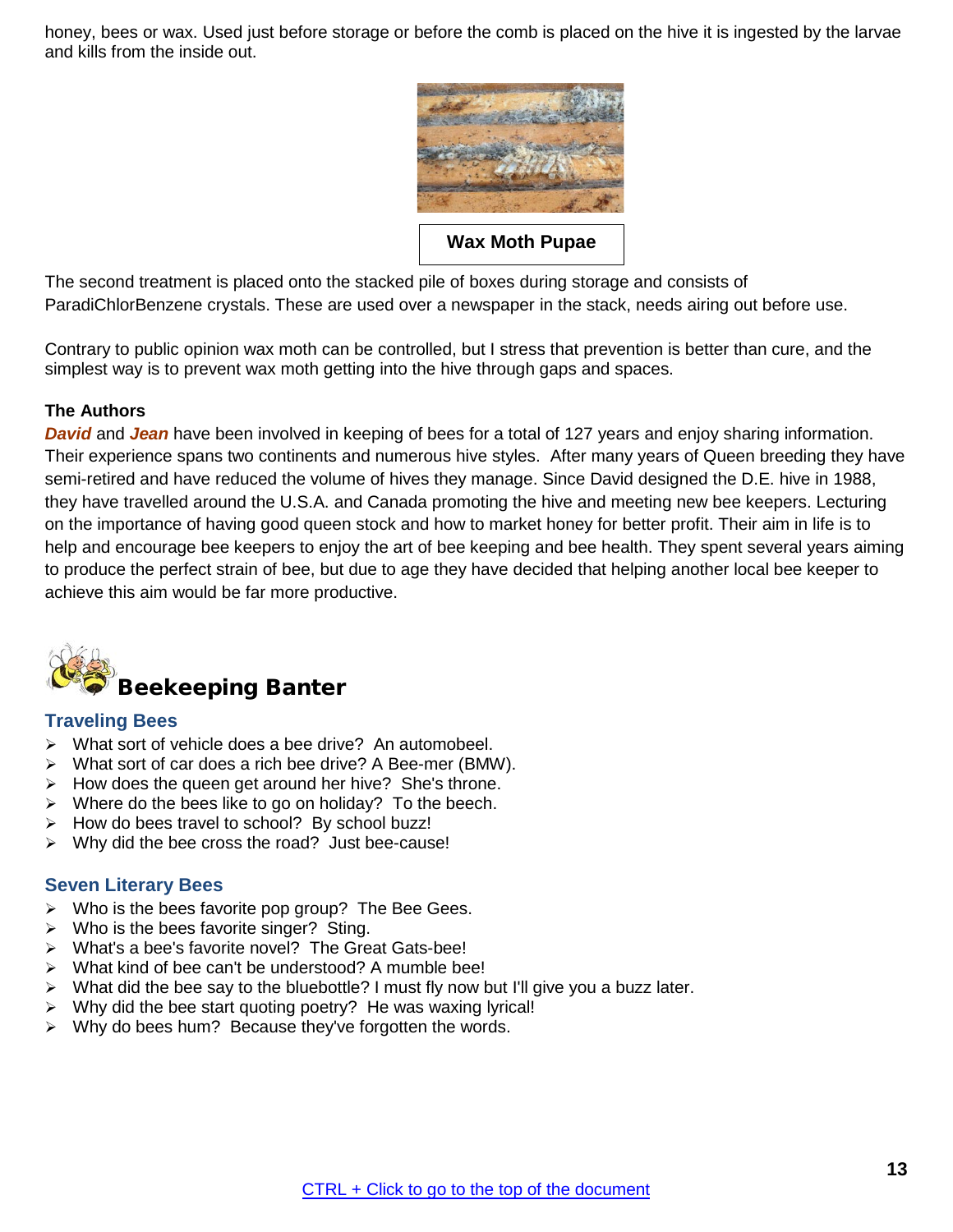honey, bees or wax. Used just before storage or before the comb is placed on the hive it is ingested by the larvae and kills from the inside out.

**Wax Moth Pupae**

The second treatment is placed onto the stacked pile of boxes during storage and consists of ParadiChlorBenzene crystals. These are used over a newspaper in the stack, needs airing out before use.

Contrary to public opinion wax moth can be controlled, but I stress that prevention is better than cure, and the simplest way is to prevent wax moth getting into the hive through gaps and spaces.

**The Authors**

***David*** and ***Jean*** have been involved in keeping of bees for a total of 127 years and enjoy sharing information. Their experience spans two continents and numerous hive styles. After many years of Queen breeding they have semi-retired and have reduced the volume of hives they manage. Since David designed the D.E. hive in 1988, they have travelled around the U.S.A. and Canada promoting the hive and meeting new bee keepers. Lecturing on the importance of having good queen stock and how to market honey for better profit. Their aim in life is to help and encourage bee keepers to enjoy the art of bee keeping and bee health. They spent several years aiming to produce the perfect strain of bee, but due to age they have decided that helping another local bee keeper to achieve this aim would be far more productive.

## Beekeeping Banter

### Traveling Bees

- What sort of vehicle does a bee drive? An automobeel.
- What sort of car does a rich bee drive? A Bee-mer (BMW).
- How does the queen get around her hive? She's throne.
- Where do the bees like to go on holiday? To the beech.
- How do bees travel to school? By school buzz!
- Why did the bee cross the road? Just bee-cause!

### Seven Literary Bees

- Who is the bees favorite pop group? The Bee Gees.
- Who is the bees favorite singer? Sting.
- What's a bee's favorite novel? The Great Gats-bee!
- What kind of bee can't be understood? A mumble bee!
- What did the bee say to the bluebottle? I must fly now but I'll give you a buzz later.
- Why did the bee start quoting poetry? He was waxing lyrical!
- Why do bees hum? Because they've forgotten the words.

CTRL + Click to go to the top of the document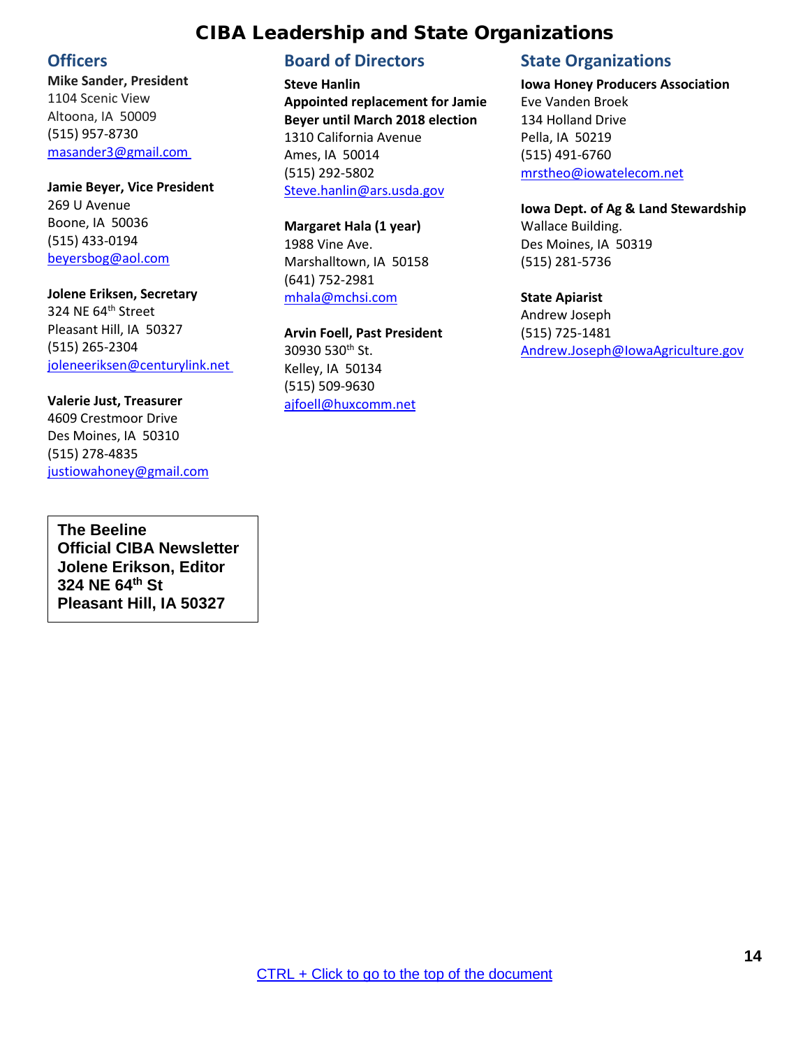# CIBA Leadership and State Organizations

## Officers

**Mike Sander, President**
1104 Scenic View
Altoona, IA 50009
(515) 957-8730
masander3@gmail.com

**Jamie Beyer, Vice President**
269 U Avenue
Boone, IA 50036
(515) 433-0194
beyersbog@aol.com

**Jolene Eriksen, Secretary**
324 NE 64th Street
Pleasant Hill, IA 50327
(515) 265-2304
joleneeriksen@centurylink.net

**Valerie Just, Treasurer**
4609 Crestmoor Drive
Des Moines, IA 50310
(515) 278-4835
justiowahoney@gmail.com

**The Beeline**
**Official CIBA Newsletter**
**Jolene Erikson, Editor**
**324 NE 64th St**
**Pleasant Hill, IA 50327**

## Board of Directors

**Steve Hanlin**
**Appointed replacement for Jamie Beyer until March 2018 election**
1310 California Avenue
Ames, IA 50014
(515) 292-5802
Steve.hanlin@ars.usda.gov

**Margaret Hala (1 year)**
1988 Vine Ave.
Marshalltown, IA 50158
(641) 752-2981
mhala@mchsi.com

**Arvin Foell, Past President**
30930 530th St.
Kelley, IA 50134
(515) 509-9630
ajfoell@huxcomm.net

## State Organizations

**Iowa Honey Producers Association**
Eve Vanden Broek
134 Holland Drive
Pella, IA 50219
(515) 491-6760
mrstheo@iowatelecom.net

**Iowa Dept. of Ag & Land Stewardship**
Wallace Building.
Des Moines, IA 50319
(515) 281-5736

**State Apiarist**
Andrew Joseph
(515) 725-1481
Andrew.Joseph@IowaAgriculture.gov

CTRL + Click to go to the top of the document